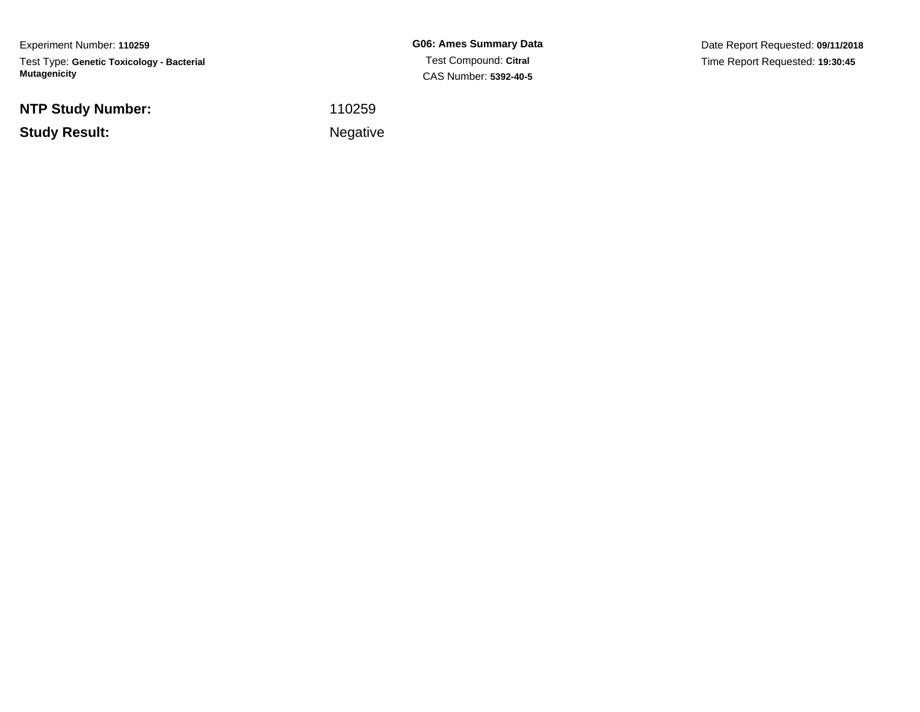Experiment Number: **110259**

Test Type: **Genetic Toxicology - Bacterial Mutagenicity**

**G06: Ames Summary Data**

Test Compound: **Citral**

CAS Number: **5392-40-5**

Date Report Requested: **09/11/2018**

Time Report Requested: **19:30:45**

**NTP Study Number:** 110259

**Study Result:** Negative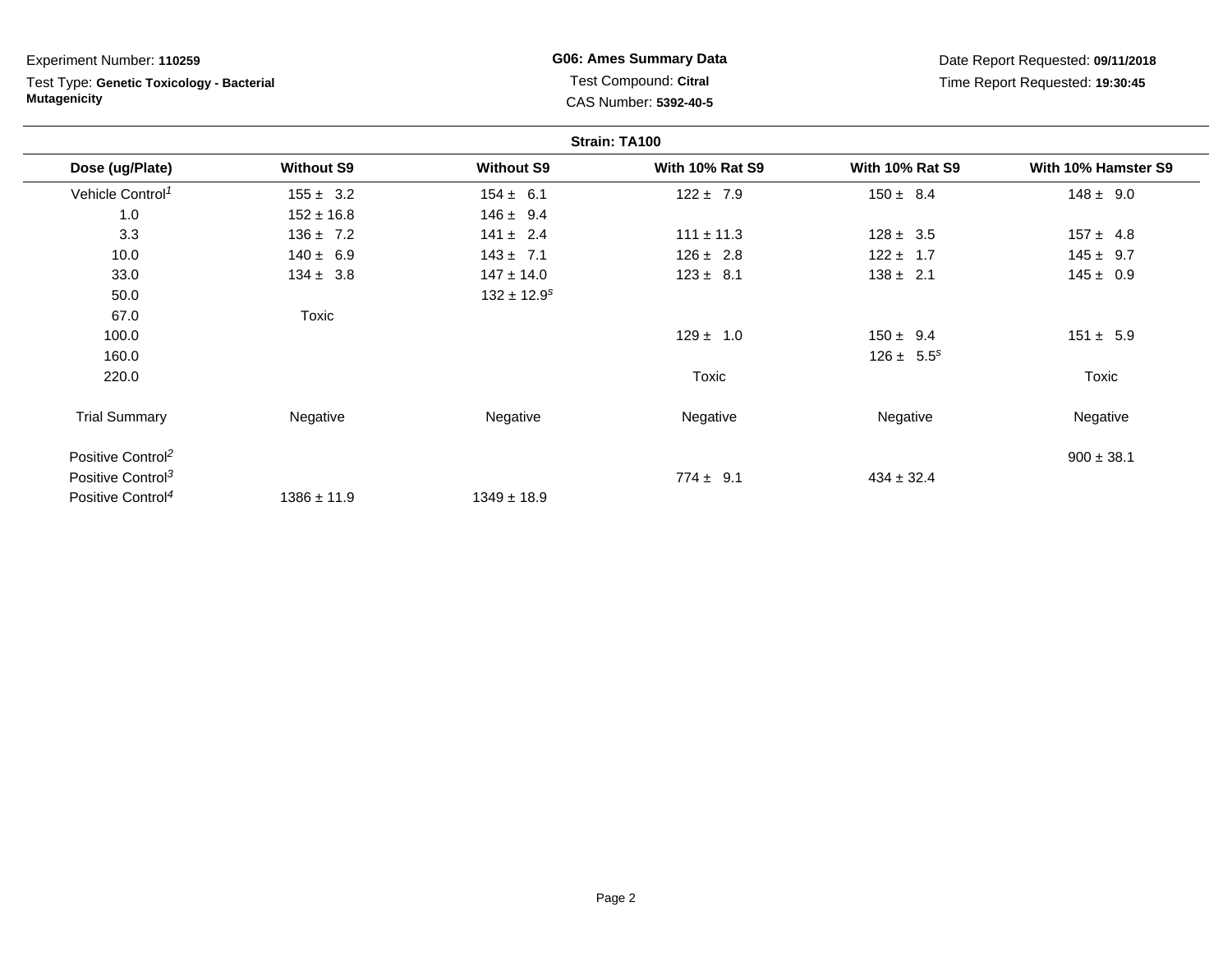Experiment Number: **110259**

Test Type: **Genetic Toxicology - Bacterial Mutagenicity**

**G06: Ames Summary Data**

Test Compound: **Citral**

CAS Number: **5392-40-5**

Date Report Requested: **09/11/2018**

Time Report Requested: **19:30:45**

**Strain: TA100**

| Dose (ug/Plate) | Without S9 | Without S9 | With 10% Rat S9 | With 10% Rat S9 | With 10% Hamster S9 |
|---|---|---|---|---|---|
| Vehicle Control[1] | 155 ± 3.2 | 154 ± 6.1 | 122 ± 7.9 | 150 ± 8.4 | 148 ± 9.0 |
| 1.0 | 152 ± 16.8 | 146 ± 9.4 | | | |
| 3.3 | 136 ± 7.2 | 141 ± 2.4 | 111 ± 11.3 | 128 ± 3.5 | 157 ± 4.8 |
| 10.0 | 140 ± 6.9 | 143 ± 7.1 | 126 ± 2.8 | 122 ± 1.7 | 145 ± 9.7 |
| 33.0 | 134 ± 3.8 | 147 ± 14.0 | 123 ± 8.1 | 138 ± 2.1 | 145 ± 0.9 |
| 50.0 | | 132 ± 12.9[s] | | | |
| 67.0 | Toxic | | | | |
| 100.0 | | | 129 ± 1.0 | 150 ± 9.4 | 151 ± 5.9 |
| 160.0 | | | | 126 ± 5.5[s] | |
| 220.0 | | | Toxic | | Toxic |
| Trial Summary | Negative | Negative | Negative | Negative | Negative |
| Positive Control[2] | | | | | 900 ± 38.1 |
| Positive Control[3] | | | 774 ± 9.1 | 434 ± 32.4 | |
| Positive Control[4] | 1386 ± 11.9 | 1349 ± 18.9 | | | |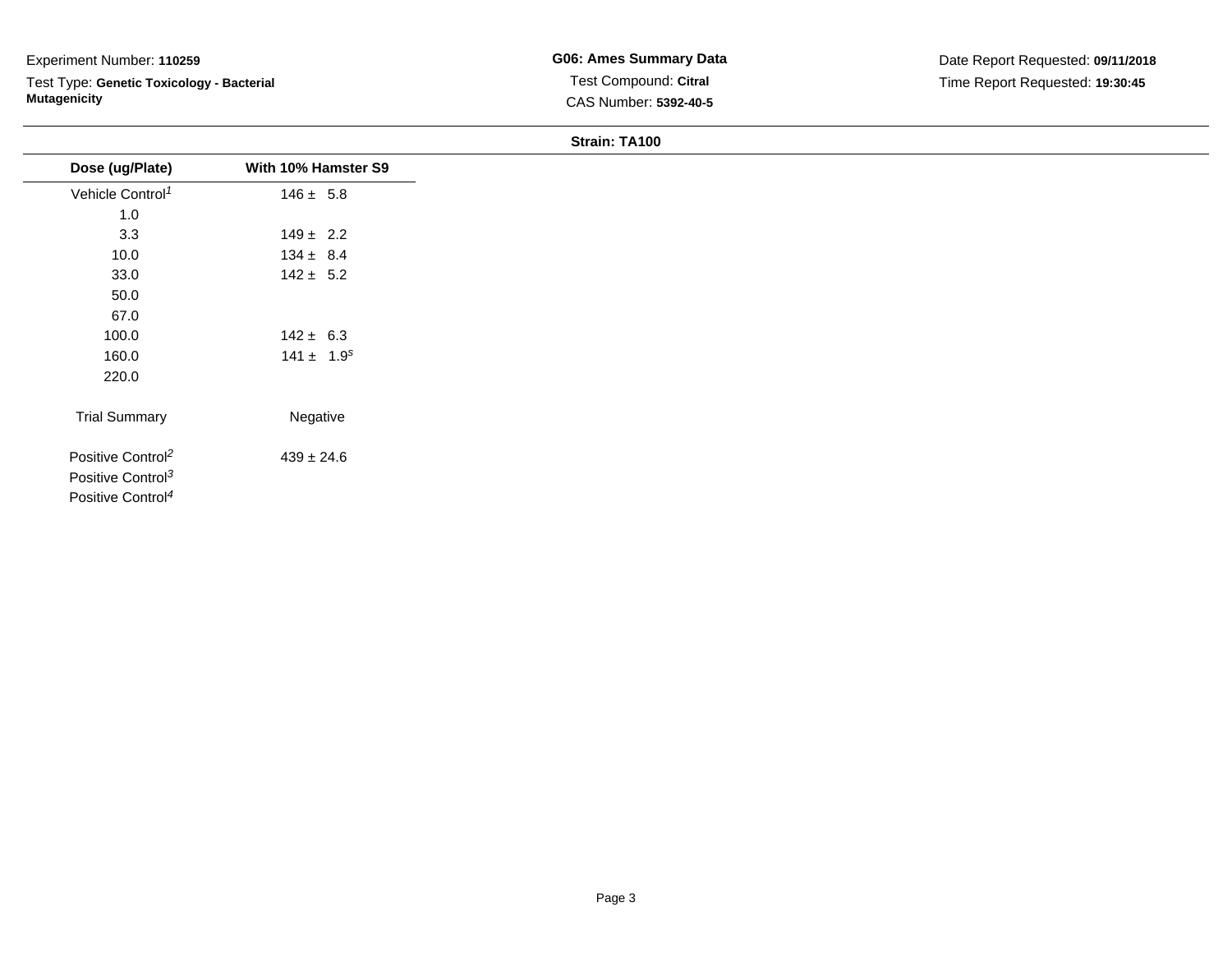Experiment Number: **110259**

Test Type: **Genetic Toxicology - Bacterial Mutagenicity**

**G06: Ames Summary Data**

Test Compound: **Citral**

CAS Number: **5392-40-5**

Date Report Requested: **09/11/2018**

Time Report Requested: **19:30:45**

**Strain: TA100**

| Dose (ug/Plate) | With 10% Hamster S9 |
|---|---|
| Vehicle Control[1] | 146 ± 5.8 |
| 1.0 | |
| 3.3 | 149 ± 2.2 |
| 10.0 | 134 ± 8.4 |
| 33.0 | 142 ± 5.2 |
| 50.0 | |
| 67.0 | |
| 100.0 | 142 ± 6.3 |
| 160.0 | 141 ± 1.9[s] |
| 220.0 | |
| Trial Summary | Negative |
| Positive Control[2] | 439 ± 24.6 |
| Positive Control[3] | |
| Positive Control[4] | |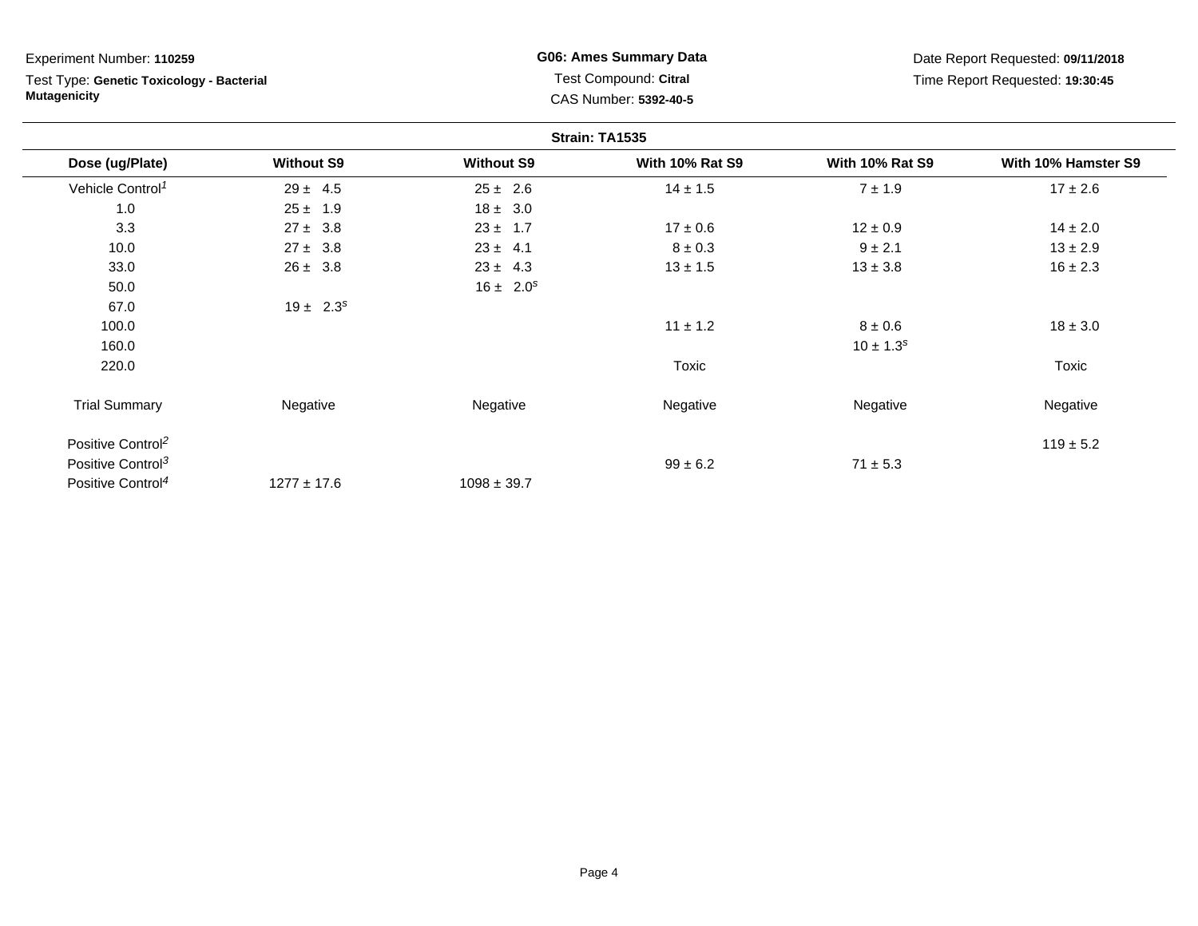Experiment Number: **110259**

Test Type: **Genetic Toxicology - Bacterial Mutagenicity**

**G06: Ames Summary Data**

Test Compound: **Citral**

CAS Number: **5392-40-5**

Date Report Requested: **09/11/2018**

Time Report Requested: **19:30:45**

**Strain: TA1535**

| Dose (ug/Plate) | Without S9 | Without S9 | With 10% Rat S9 | With 10% Rat S9 | With 10% Hamster S9 |
|---|---|---|---|---|---|
| Vehicle Control[1] | 29 ± 4.5 | 25 ± 2.6 | 14 ± 1.5 | 7 ± 1.9 | 17 ± 2.6 |
| 1.0 | 25 ± 1.9 | 18 ± 3.0 | | | |
| 3.3 | 27 ± 3.8 | 23 ± 1.7 | 17 ± 0.6 | 12 ± 0.9 | 14 ± 2.0 |
| 10.0 | 27 ± 3.8 | 23 ± 4.1 | 8 ± 0.3 | 9 ± 2.1 | 13 ± 2.9 |
| 33.0 | 26 ± 3.8 | 23 ± 4.3 | 13 ± 1.5 | 13 ± 3.8 | 16 ± 2.3 |
| 50.0 | | 16 ± 2.0[s] | | | |
| 67.0 | 19 ± 2.3[s] | | | | |
| 100.0 | | | 11 ± 1.2 | 8 ± 0.6 | 18 ± 3.0 |
| 160.0 | | | | 10 ± 1.3[s] | |
| 220.0 | | | Toxic | | Toxic |
| Trial Summary | Negative | Negative | Negative | Negative | Negative |
| Positive Control[2] | | | | | 119 ± 5.2 |
| Positive Control[3] | | | 99 ± 6.2 | 71 ± 5.3 | |
| Positive Control[4] | 1277 ± 17.6 | 1098 ± 39.7 | | | |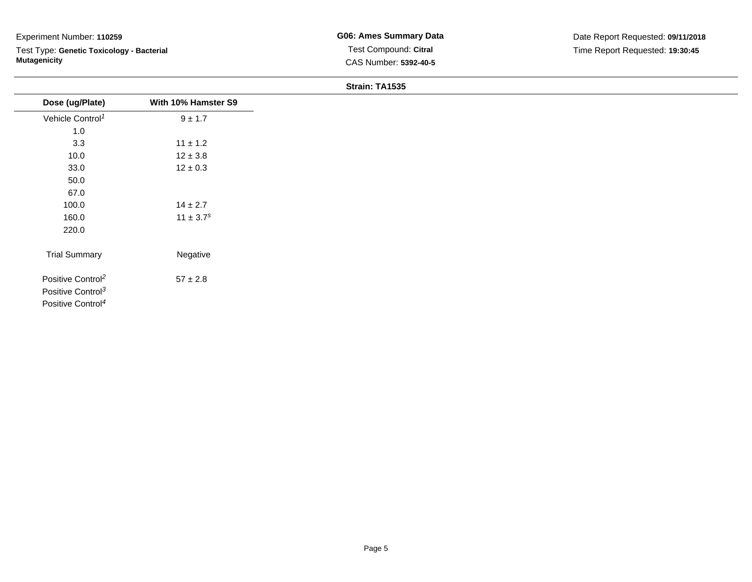Experiment Number: **110259**

Test Type: **Genetic Toxicology - Bacterial Mutagenicity**

**G06: Ames Summary Data**

Test Compound: **Citral**

CAS Number: **5392-40-5**

Date Report Requested: **09/11/2018**

Time Report Requested: **19:30:45**

**Strain: TA1535**

| Dose (ug/Plate) | With 10% Hamster S9 |
|---|---|
| Vehicle Control[1] | 9 ± 1.7 |
| 1.0 | |
| 3.3 | 11 ± 1.2 |
| 10.0 | 12 ± 3.8 |
| 33.0 | 12 ± 0.3 |
| 50.0 | |
| 67.0 | |
| 100.0 | 14 ± 2.7 |
| 160.0 | 11 ± 3.7[s] |
| 220.0 | |
| Trial Summary | Negative |
| Positive Control[2] | 57 ± 2.8 |
| Positive Control[3] | |
| Positive Control[4] | |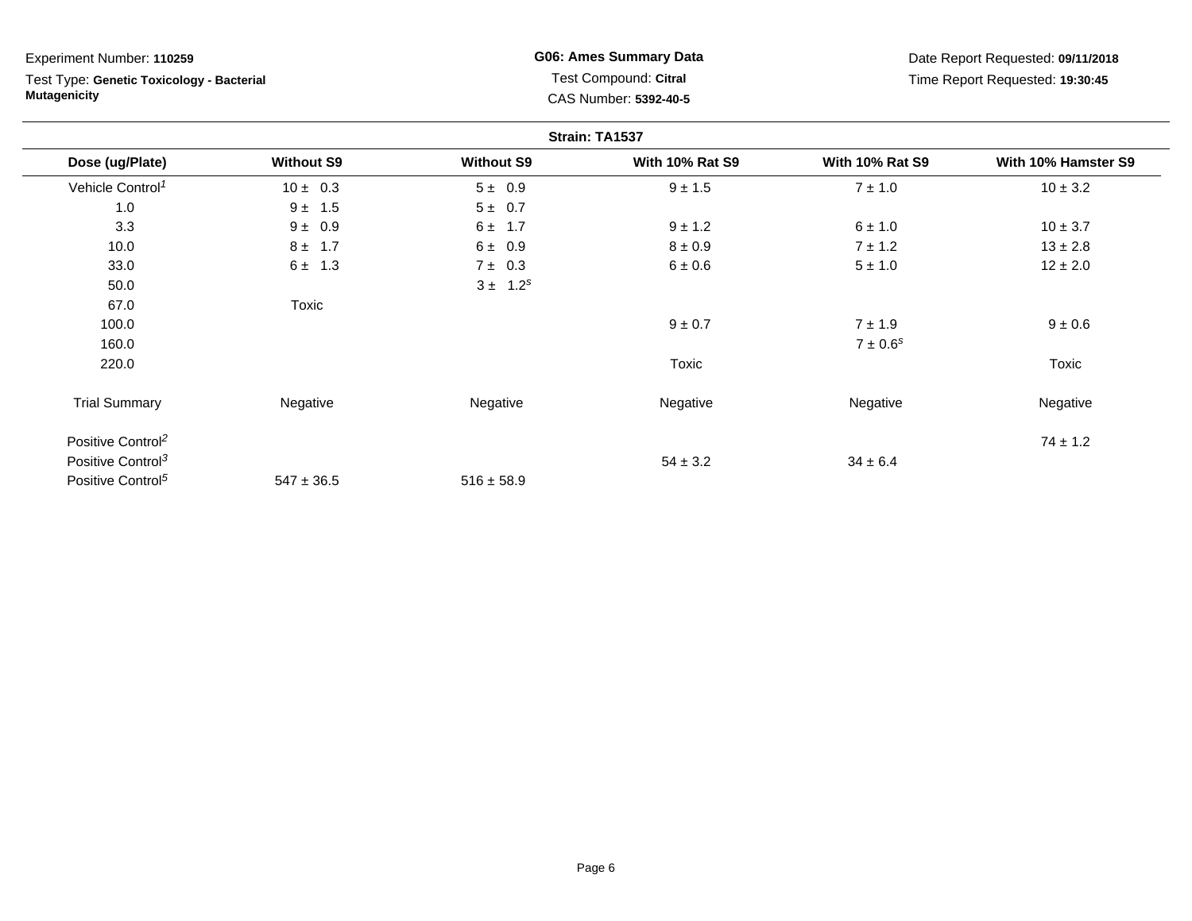Experiment Number: **110259**

Test Type: **Genetic Toxicology - Bacterial Mutagenicity**

**G06: Ames Summary Data**

Test Compound: **Citral**

CAS Number: **5392-40-5**

Date Report Requested: **09/11/2018**

Time Report Requested: **19:30:45**

**Strain: TA1537**

| Dose (ug/Plate) | Without S9 | Without S9 | With 10% Rat S9 | With 10% Rat S9 | With 10% Hamster S9 |
|---|---|---|---|---|---|
| Vehicle Control[1] | 10 ± 0.3 | 5 ± 0.9 | 9 ± 1.5 | 7 ± 1.0 | 10 ± 3.2 |
| 1.0 | 9 ± 1.5 | 5 ± 0.7 | | | |
| 3.3 | 9 ± 0.9 | 6 ± 1.7 | 9 ± 1.2 | 6 ± 1.0 | 10 ± 3.7 |
| 10.0 | 8 ± 1.7 | 6 ± 0.9 | 8 ± 0.9 | 7 ± 1.2 | 13 ± 2.8 |
| 33.0 | 6 ± 1.3 | 7 ± 0.3 | 6 ± 0.6 | 5 ± 1.0 | 12 ± 2.0 |
| 50.0 | | 3 ± 1.2[s] | | | |
| 67.0 | Toxic | | | | |
| 100.0 | | | 9 ± 0.7 | 7 ± 1.9 | 9 ± 0.6 |
| 160.0 | | | | 7 ± 0.6[s] | |
| 220.0 | | | Toxic | | Toxic |
| Trial Summary | Negative | Negative | Negative | Negative | Negative |
| Positive Control[2] | | | | | 74 ± 1.2 |
| Positive Control[3] | | | 54 ± 3.2 | 34 ± 6.4 | |
| Positive Control[5] | 547 ± 36.5 | 516 ± 58.9 | | | |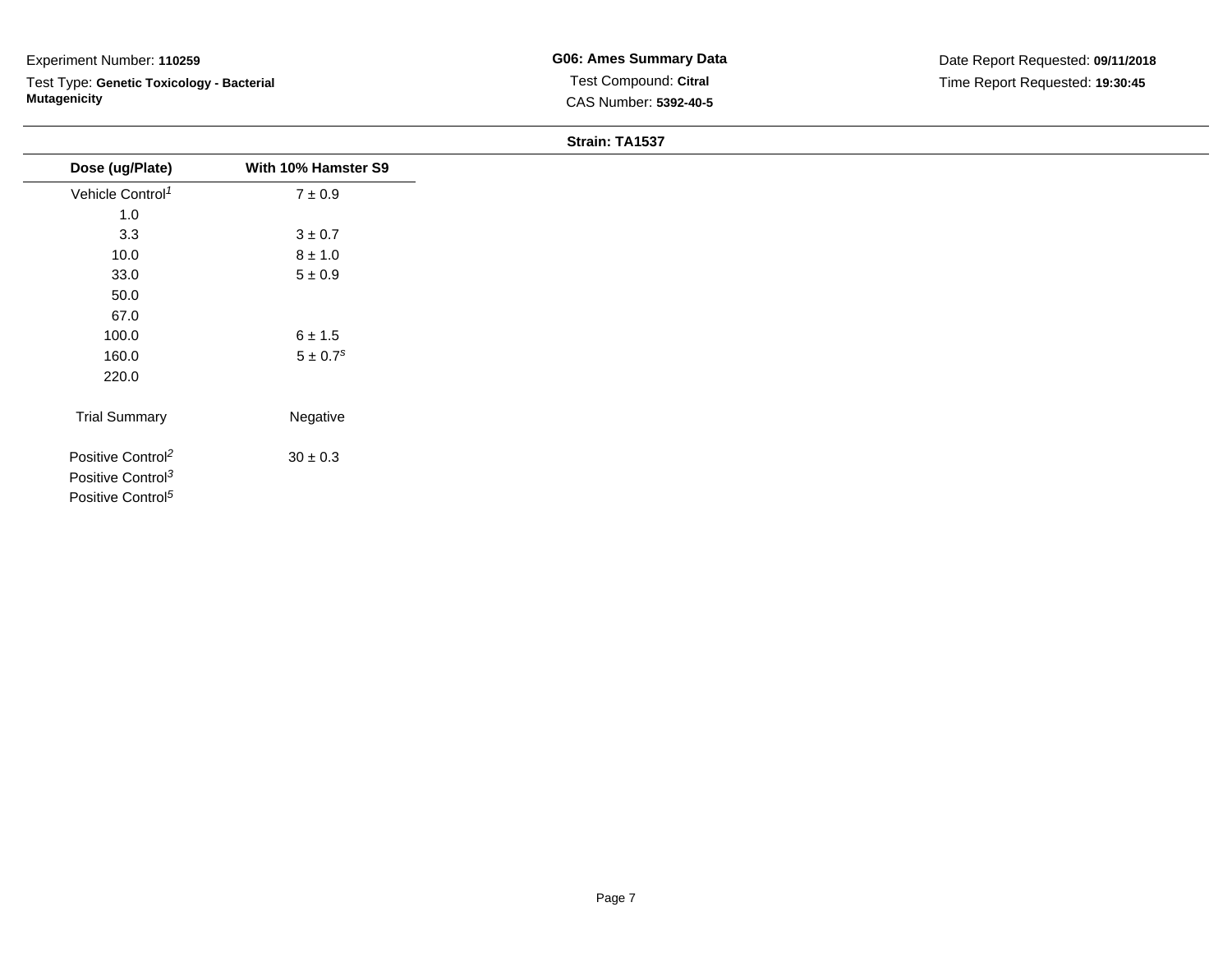Experiment Number: **110259**

Test Type: **Genetic Toxicology - Bacterial Mutagenicity**

**G06: Ames Summary Data**

Test Compound: **Citral**

CAS Number: **5392-40-5**

Date Report Requested: **09/11/2018**

Time Report Requested: **19:30:45**

**Strain: TA1537**

| Dose (ug/Plate) | With 10% Hamster S9 |
|---|---|
| Vehicle Control[1] | 7 ± 0.9 |
| 1.0 | |
| 3.3 | 3 ± 0.7 |
| 10.0 | 8 ± 1.0 |
| 33.0 | 5 ± 0.9 |
| 50.0 | |
| 67.0 | |
| 100.0 | 6 ± 1.5 |
| 160.0 | 5 ± 0.7[s] |
| 220.0 | |
| Trial Summary | Negative |
| Positive Control[2] | 30 ± 0.3 |
| Positive Control[3] | |
| Positive Control[5] | |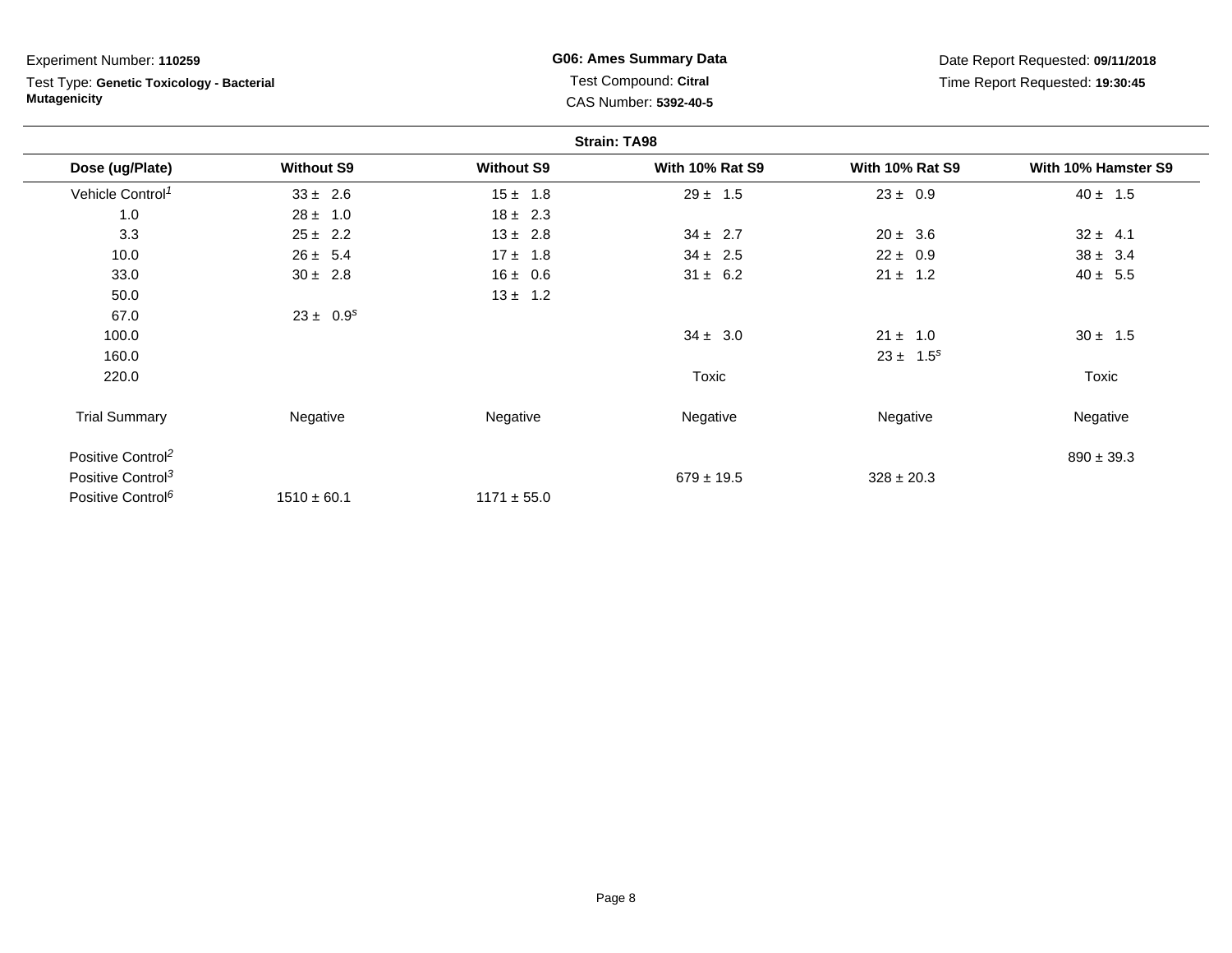Experiment Number: **110259**

Test Type: **Genetic Toxicology - Bacterial Mutagenicity**

**G06: Ames Summary Data**

Test Compound: **Citral**

CAS Number: **5392-40-5**

Date Report Requested: **09/11/2018**

Time Report Requested: **19:30:45**

**Strain: TA98**

| Dose (ug/Plate) | Without S9 | Without S9 | With 10% Rat S9 | With 10% Rat S9 | With 10% Hamster S9 |
|---|---|---|---|---|---|
| Vehicle Control[1] | 33 ± 2.6 | 15 ± 1.8 | 29 ± 1.5 | 23 ± 0.9 | 40 ± 1.5 |
| 1.0 | 28 ± 1.0 | 18 ± 2.3 | | | |
| 3.3 | 25 ± 2.2 | 13 ± 2.8 | 34 ± 2.7 | 20 ± 3.6 | 32 ± 4.1 |
| 10.0 | 26 ± 5.4 | 17 ± 1.8 | 34 ± 2.5 | 22 ± 0.9 | 38 ± 3.4 |
| 33.0 | 30 ± 2.8 | 16 ± 0.6 | 31 ± 6.2 | 21 ± 1.2 | 40 ± 5.5 |
| 50.0 | | 13 ± 1.2 | | | |
| 67.0 | 23 ± 0.9[s] | | | | |
| 100.0 | | | 34 ± 3.0 | 21 ± 1.0 | 30 ± 1.5 |
| 160.0 | | | | 23 ± 1.5[s] | |
| 220.0 | | | Toxic | | Toxic |
| Trial Summary | Negative | Negative | Negative | Negative | Negative |
| Positive Control[2] | | | | | 890 ± 39.3 |
| Positive Control[3] | | | 679 ± 19.5 | 328 ± 20.3 | |
| Positive Control[6] | 1510 ± 60.1 | 1171 ± 55.0 | | | |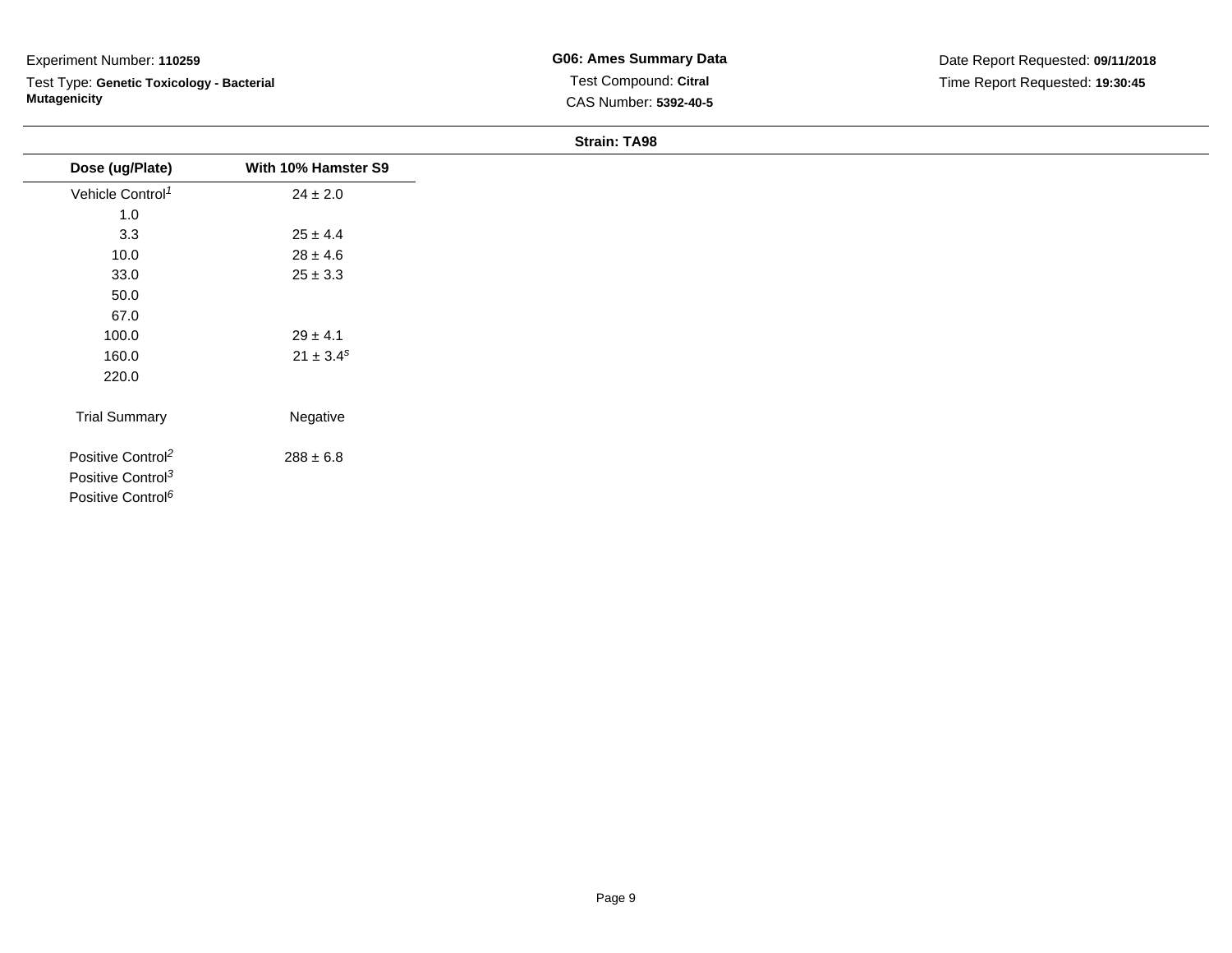Experiment Number: **110259**

Test Type: **Genetic Toxicology - Bacterial Mutagenicity**

**G06: Ames Summary Data**

Test Compound: **Citral**

CAS Number: **5392-40-5**

Date Report Requested: **09/11/2018**

Time Report Requested: **19:30:45**

**Strain: TA98**

| Dose (ug/Plate) | With 10% Hamster S9 |
|---|---|
| Vehicle Control[1] | 24 ± 2.0 |
| 1.0 | |
| 3.3 | 25 ± 4.4 |
| 10.0 | 28 ± 4.6 |
| 33.0 | 25 ± 3.3 |
| 50.0 | |
| 67.0 | |
| 100.0 | 29 ± 4.1 |
| 160.0 | 21 ± 3.4[s] |
| 220.0 | |
| Trial Summary | Negative |
| Positive Control[2] | 288 ± 6.8 |
| Positive Control[3] | |
| Positive Control[6] | |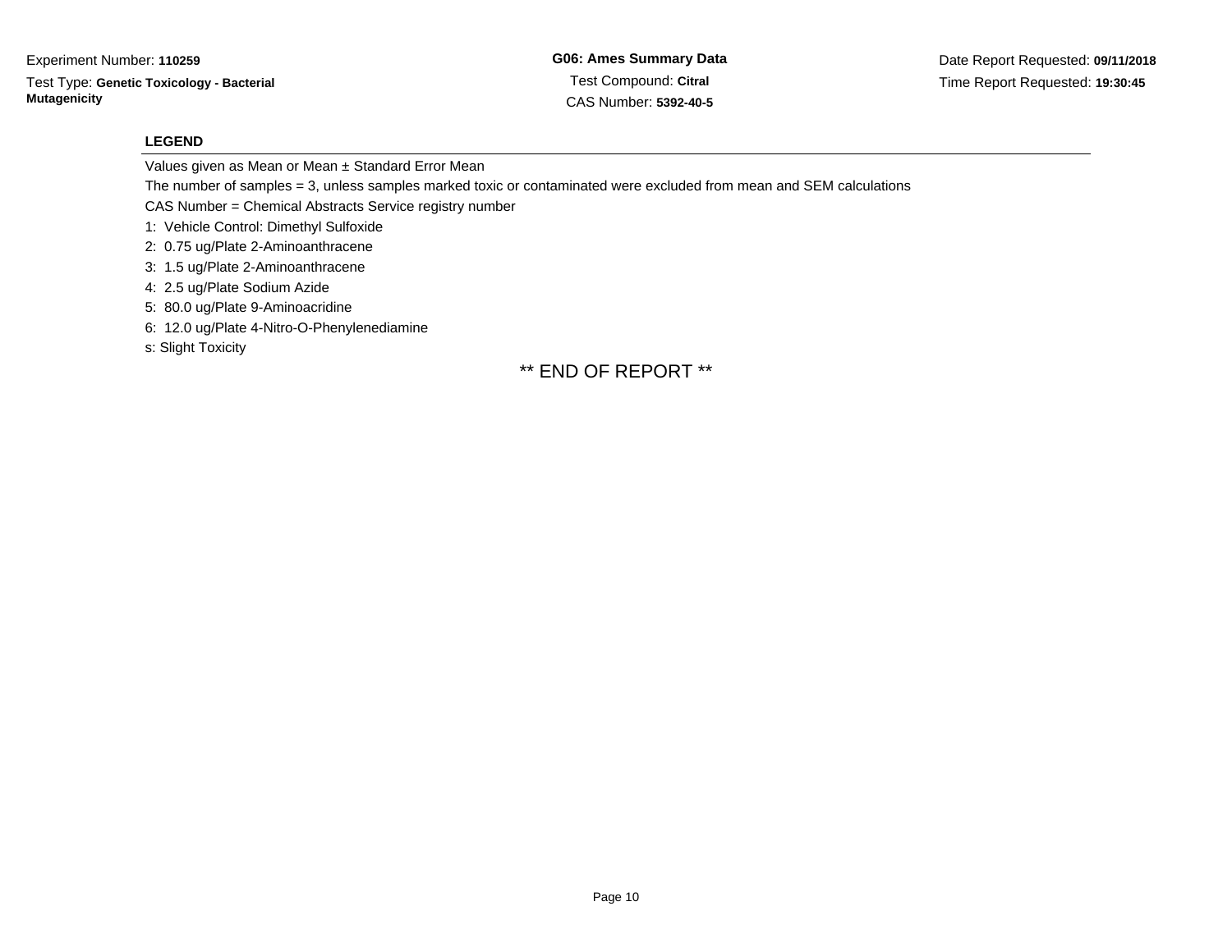Experiment Number: **110259**

Test Type: **Genetic Toxicology - Bacterial Mutagenicity**

**G06: Ames Summary Data**

Test Compound: **Citral**

CAS Number: **5392-40-5**

Date Report Requested: **09/11/2018**

Time Report Requested: **19:30:45**

**LEGEND**

Values given as Mean or Mean ± Standard Error Mean

The number of samples = 3, unless samples marked toxic or contaminated were excluded from mean and SEM calculations

CAS Number = Chemical Abstracts Service registry number

1: Vehicle Control: Dimethyl Sulfoxide

2: 0.75 ug/Plate 2-Aminoanthracene

3: 1.5 ug/Plate 2-Aminoanthracene

4: 2.5 ug/Plate Sodium Azide

5: 80.0 ug/Plate 9-Aminoacridine

6: 12.0 ug/Plate 4-Nitro-O-Phenylenediamine

s: Slight Toxicity

** END OF REPORT **